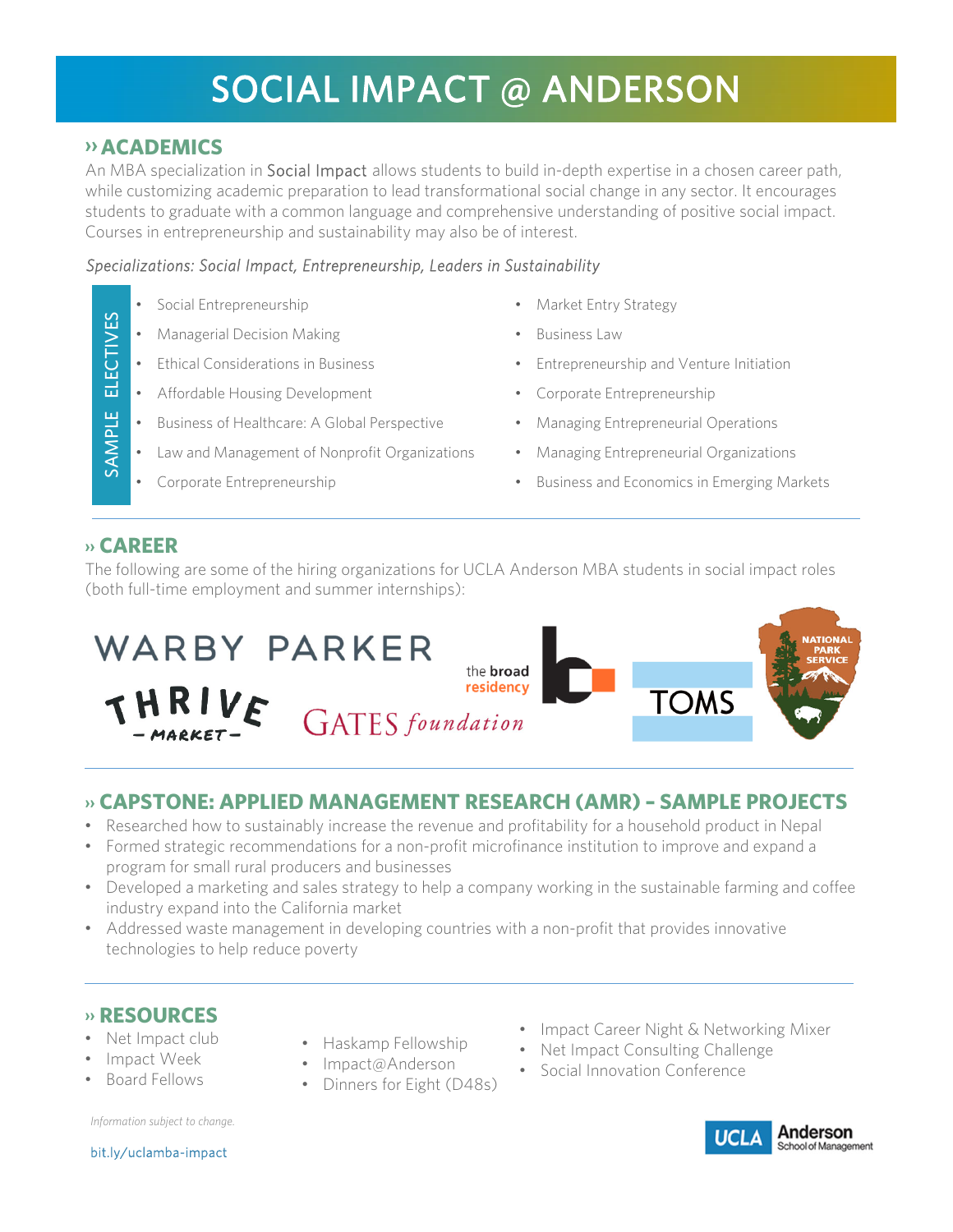# SOCIAL IMPACT @ ANDERSON

## » ACADEMICS

An MBA specialization in Social Impact allows students to build in-depth expertise in a chosen career path, while customizing academic preparation to lead transformational social change in any sector. It encourages students to graduate with a common language and comprehensive understanding of positive social impact. Courses in entrepreneurship and sustainability may also be of interest.

*Specializations: Social Impact, Entrepreneurship, Leaders in Sustainability*

**SAMPLE ELECTIVES**

- Social Entrepreneurship
- Managerial Decision Making
- Ethical Considerations in Business
- Affordable Housing Development
- Business of Healthcare: A Global Perspective
- Law and Management of Nonprofit Organizations
- Corporate Entrepreneurship
- Market Entry Strategy
- Business Law
- Entrepreneurship and Venture Initiation
- Corporate Entrepreneurship
- Managing Entrepreneurial Operations
- Managing Entrepreneurial Organizations
- Business and Economics in Emerging Markets

## » CAREER

The following are some of the hiring organizations for UCLA Anderson MBA students in social impact roles (both full-time employment and summer internships):

WARBY PARKER · THRIVE MARKET · the broad residency · GATES foundation · TOMS · NATIONAL PARK SERVICE

## » CAPSTONE: APPLIED MANAGEMENT RESEARCH (AMR) – SAMPLE PROJECTS

- Researched how to sustainably increase the revenue and profitability for a household product in Nepal
- Formed strategic recommendations for a non-profit microfinance institution to improve and expand a program for small rural producers and businesses
- Developed a marketing and sales strategy to help a company working in the sustainable farming and coffee industry expand into the California market
- Addressed waste management in developing countries with a non-profit that provides innovative technologies to help reduce poverty

## » RESOURCES

- Net Impact club
- Impact Week
- Board Fellows
- Haskamp Fellowship
- Impact@Anderson
- Dinners for Eight (D48s)
- Impact Career Night & Networking Mixer
- Net Impact Consulting Challenge
- Social Innovation Conference

*Information subject to change.*

bit.ly/uclamba-impact

UCLA Anderson School of Management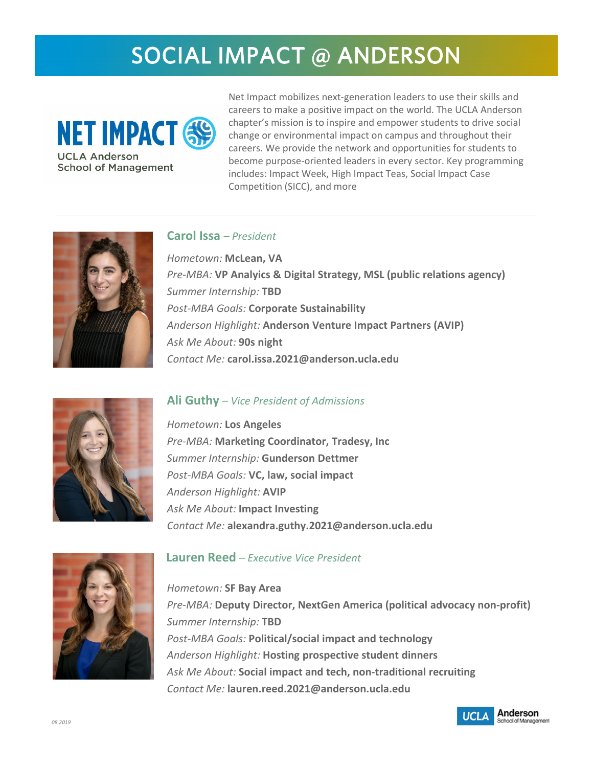# SOCIAL IMPACT @ ANDERSON

NET IMPACT
UCLA Anderson
School of Management

Net Impact mobilizes next-generation leaders to use their skills and careers to make a positive impact on the world. The UCLA Anderson chapter's mission is to inspire and empower students to drive social change or environmental impact on campus and throughout their careers. We provide the network and opportunities for students to become purpose-oriented leaders in every sector. Key programming includes: Impact Week, High Impact Teas, Social Impact Case Competition (SICC), and more

---

## Carol Issa – *President*

*Hometown:* **McLean, VA**
*Pre-MBA:* **VP Analycis & Digital Strategy, MSL (public relations agency)**
*Summer Internship:* **TBD**
*Post-MBA Goals:* **Corporate Sustainability**
*Anderson Highlight:* **Anderson Venture Impact Partners (AVIP)**
*Ask Me About:* **90s night**
*Contact Me:* **carol.issa.2021@anderson.ucla.edu**

## Ali Guthy – *Vice President of Admissions*

*Hometown:* **Los Angeles**
*Pre-MBA:* **Marketing Coordinator, Tradesy, Inc**
*Summer Internship:* **Gunderson Dettmer**
*Post-MBA Goals:* **VC, law, social impact**
*Anderson Highlight:* **AVIP**
*Ask Me About:* **Impact Investing**
*Contact Me:* **alexandra.guthy.2021@anderson.ucla.edu**

## Lauren Reed – *Executive Vice President*

*Hometown:* **SF Bay Area**
*Pre-MBA:* **Deputy Director, NextGen America (political advocacy non-profit)**
*Summer Internship:* **TBD**
*Post-MBA Goals:* **Political/social impact and technology**
*Anderson Highlight:* **Hosting prospective student dinners**
*Ask Me About:* **Social impact and tech, non-traditional recruiting**
*Contact Me:* **lauren.reed.2021@anderson.ucla.edu**

08.2019